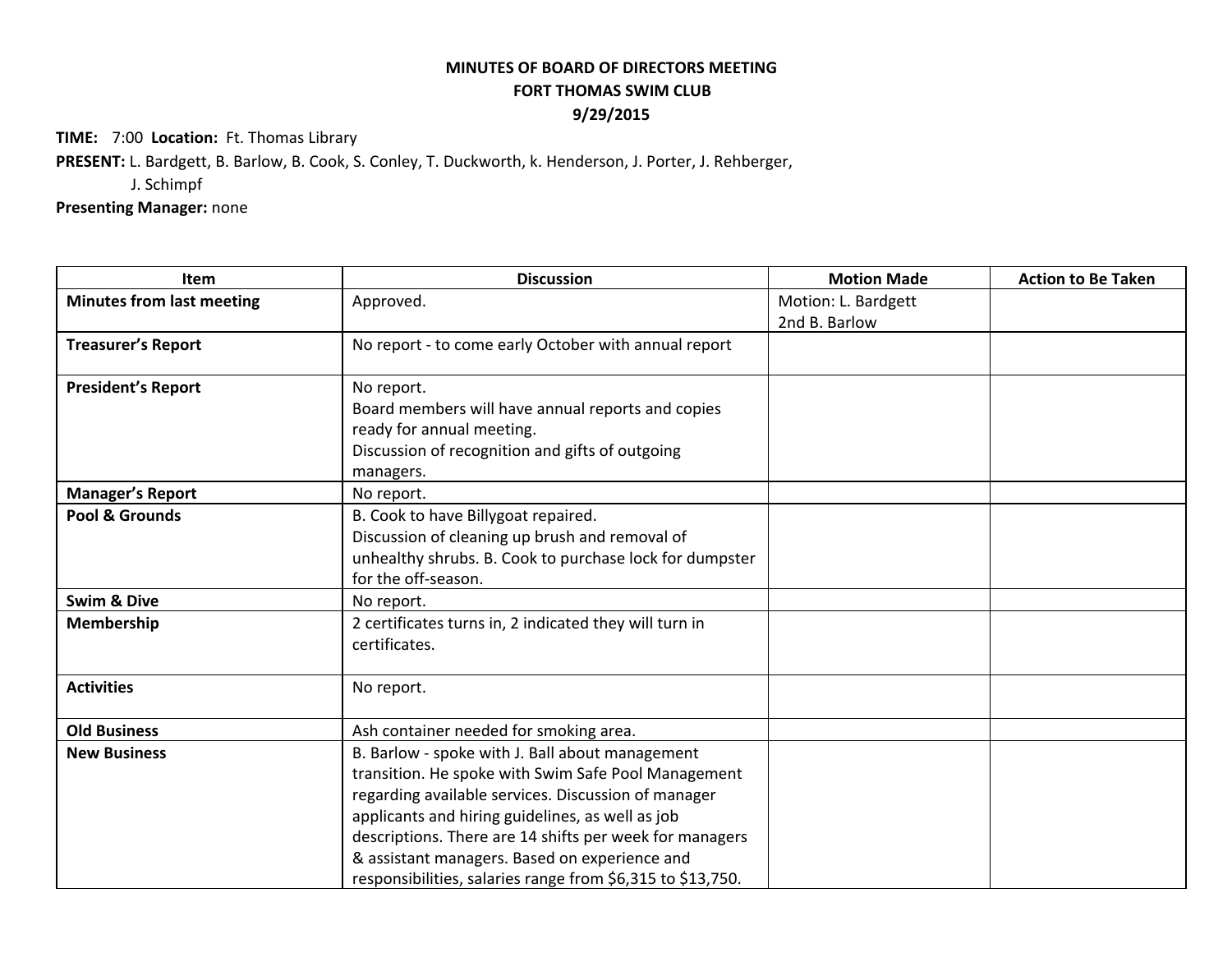**MINUTES OF BOARD OF DIRECTORS MEETING**
**FORT THOMAS SWIM CLUB**
**9/29/2015**

**TIME:** 7:00 **Location:** Ft. Thomas Library
**PRESENT:** L. Bardgett, B. Barlow, B. Cook, S. Conley, T. Duckworth, k. Henderson, J. Porter, J. Rehberger, J. Schimpf
**Presenting Manager:** none

| Item | Discussion | Motion Made | Action to Be Taken |
|---|---|---|---|
| **Minutes from last meeting** | Approved. | Motion: L. Bardgett<br>2nd B. Barlow | |
| **Treasurer's Report** | No report - to come early October with annual report | | |
| **President's Report** | No report.<br>Board members will have annual reports and copies ready for annual meeting.<br>Discussion of recognition and gifts of outgoing managers. | | |
| **Manager's Report** | No report. | | |
| **Pool & Grounds** | B. Cook to have Billygoat repaired.<br>Discussion of cleaning up brush and removal of unhealthy shrubs. B. Cook to purchase lock for dumpster for the off-season. | | |
| **Swim & Dive** | No report. | | |
| **Membership** | 2 certificates turns in, 2 indicated they will turn in certificates. | | |
| **Activities** | No report. | | |
| **Old Business** | Ash container needed for smoking area. | | |
| **New Business** | B. Barlow - spoke with J. Ball about management transition. He spoke with Swim Safe Pool Management regarding available services. Discussion of manager applicants and hiring guidelines, as well as job descriptions. There are 14 shifts per week for managers & assistant managers. Based on experience and responsibilities, salaries range from $6,315 to $13,750. | | |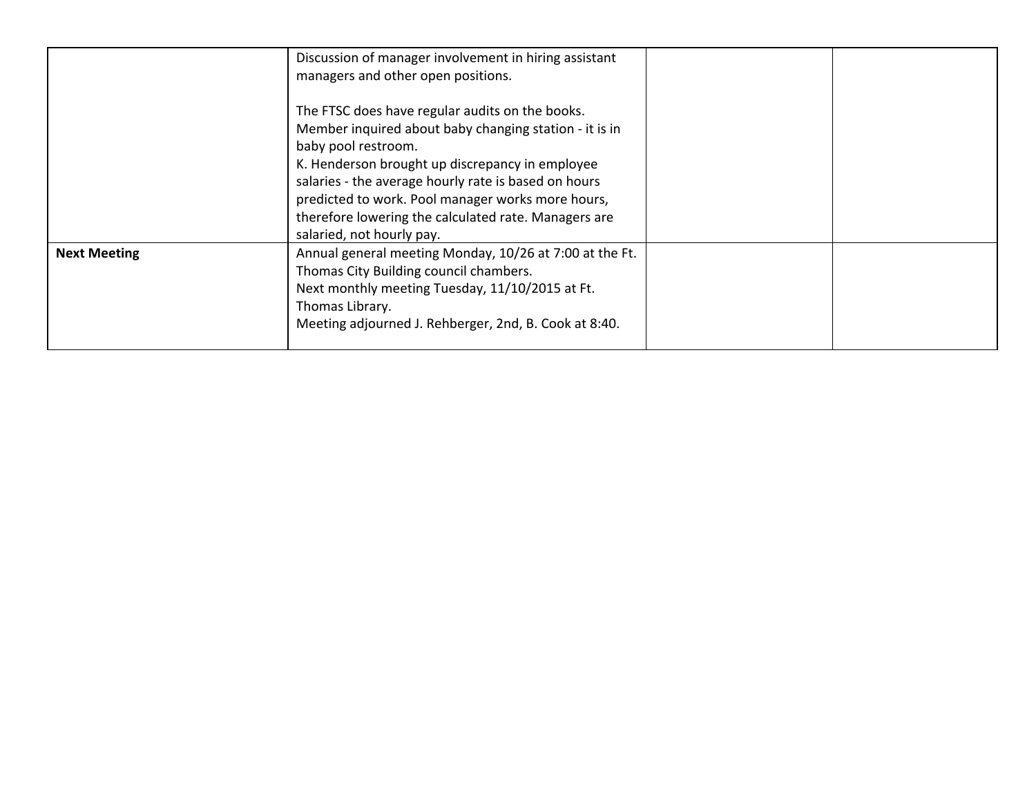| | | | |
|---|---|---|---|
| | Discussion of manager involvement in hiring assistant managers and other open positions.<br><br>The FTSC does have regular audits on the books.<br>Member inquired about baby changing station - it is in baby pool restroom.<br>K. Henderson brought up discrepancy in employee salaries - the average hourly rate is based on hours predicted to work. Pool manager works more hours, therefore lowering the calculated rate. Managers are salaried, not hourly pay. | | |
| **Next Meeting** | Annual general meeting Monday, 10/26 at 7:00 at the Ft. Thomas City Building council chambers.<br>Next monthly meeting Tuesday, 11/10/2015 at Ft. Thomas Library.<br>Meeting adjourned J. Rehberger, 2nd, B. Cook at 8:40. | | |